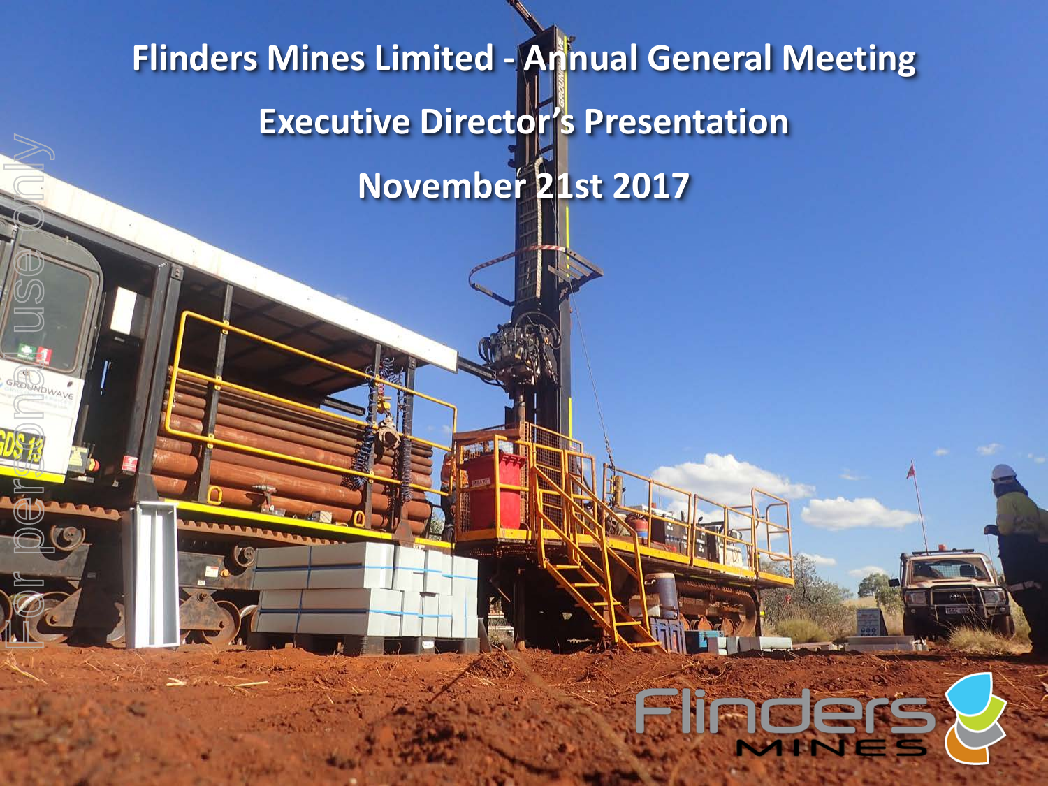# Flinders Mines Limited - Annual General Meeting

## Executive Director's Presentation

## November 21st 2017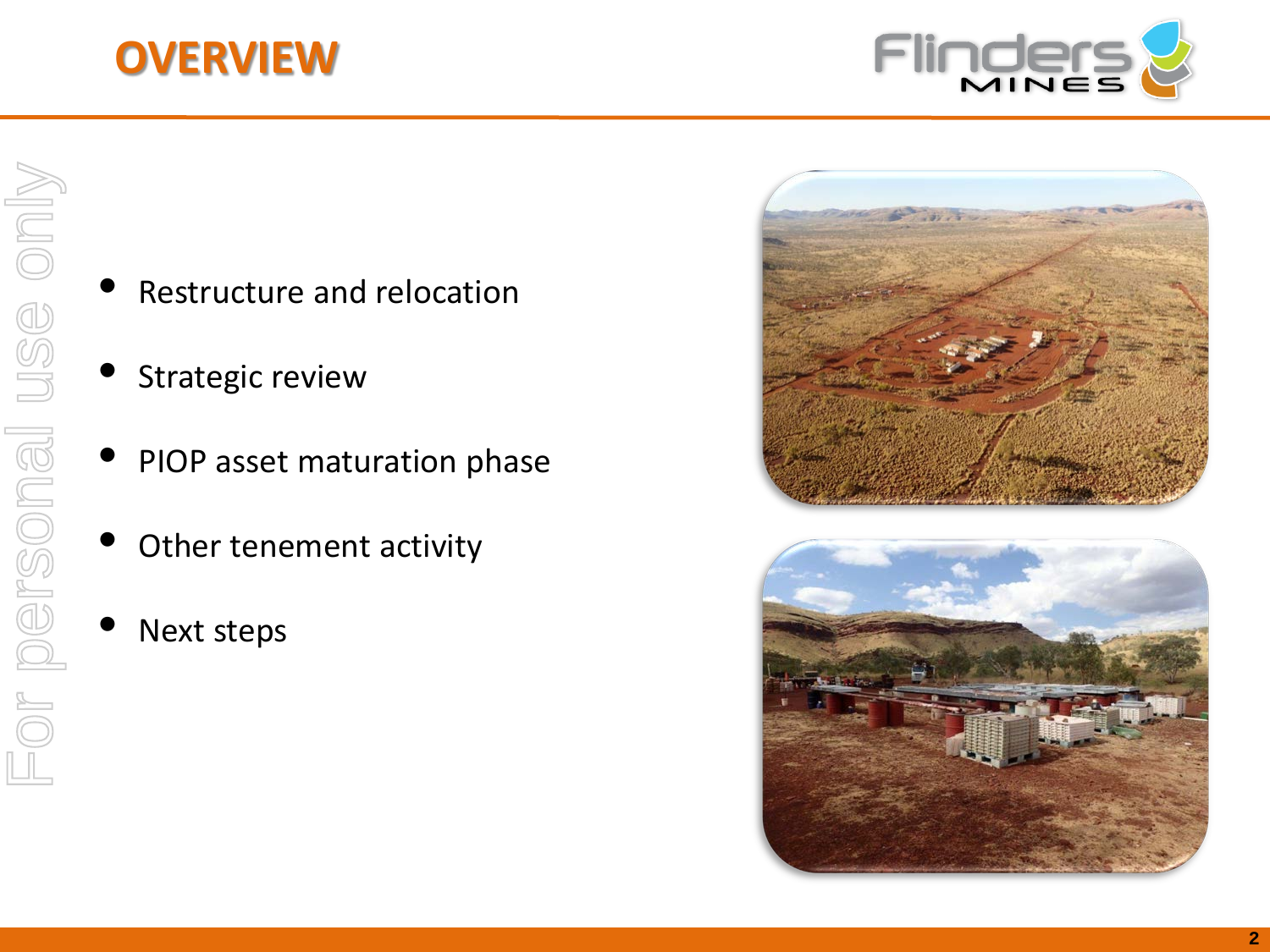# OVERVIEW

- Restructure and relocation
- Strategic review
- PIOP asset maturation phase
- Other tenement activity
- Next steps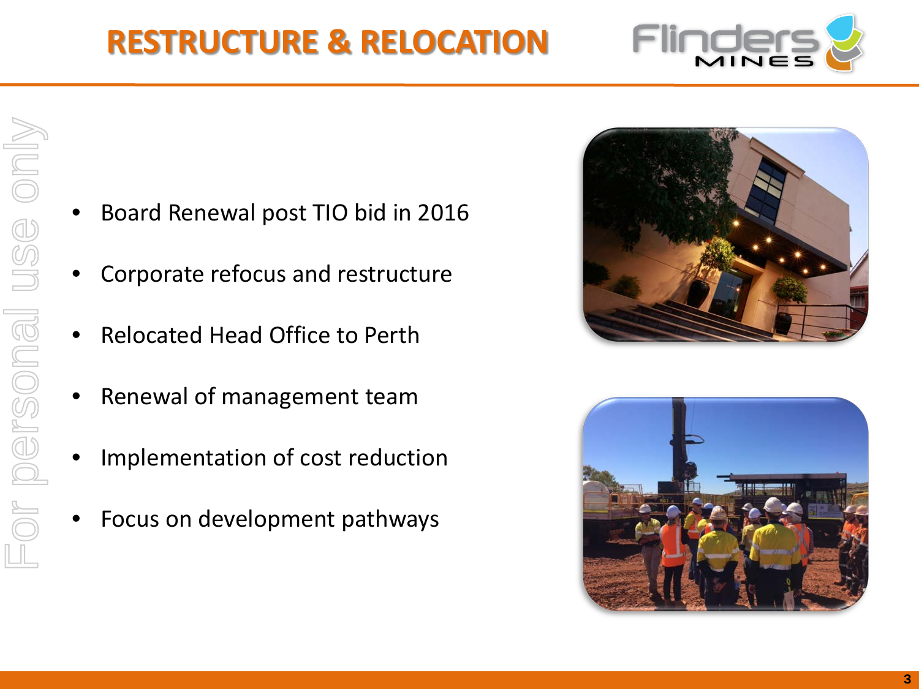# RESTRUCTURE & RELOCATION

- Board Renewal post TIO bid in 2016
- Corporate refocus and restructure
- Relocated Head Office to Perth
- Renewal of management team
- Implementation of cost reduction
- Focus on development pathways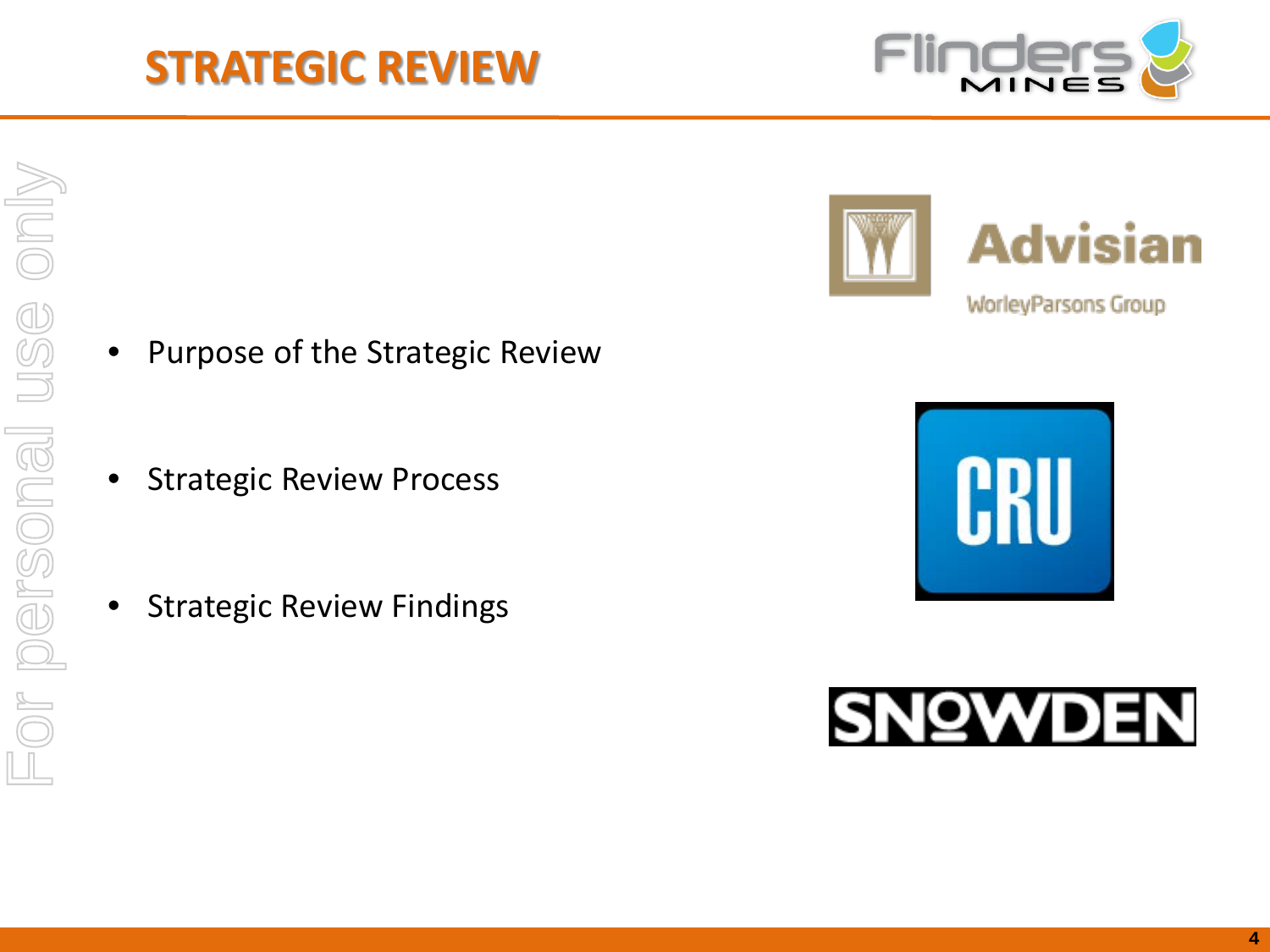# STRATEGIC REVIEW

- Purpose of the Strategic Review
- Strategic Review Process
- Strategic Review Findings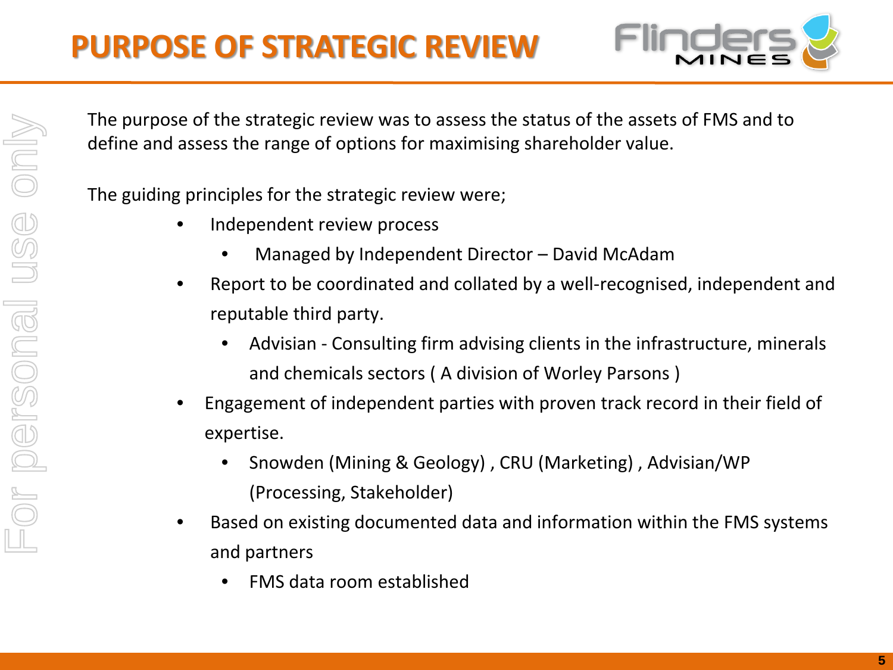# PURPOSE OF STRATEGIC REVIEW

The purpose of the strategic review was to assess the status of the assets of FMS and to define and assess the range of options for maximising shareholder value.

The guiding principles for the strategic review were;

- Independent review process
  - Managed by Independent Director – David McAdam
- Report to be coordinated and collated by a well-recognised, independent and reputable third party.
  - Advisian - Consulting firm advising clients in the infrastructure, minerals and chemicals sectors ( A division of Worley Parsons )
- Engagement of independent parties with proven track record in their field of expertise.
  - Snowden (Mining & Geology) , CRU (Marketing) , Advisian/WP (Processing, Stakeholder)
- Based on existing documented data and information within the FMS systems and partners
  - FMS data room established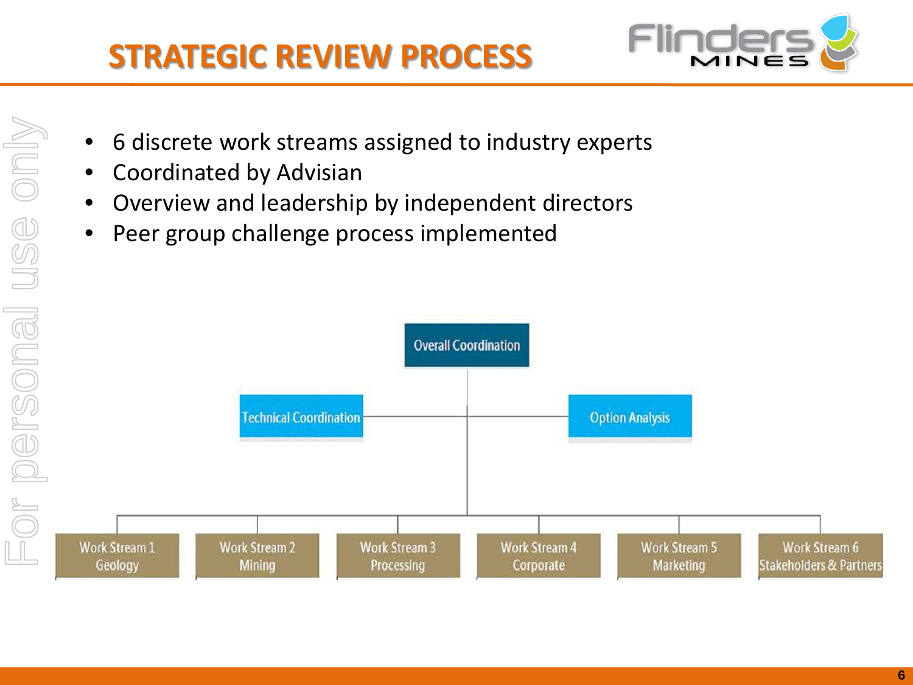# STRATEGIC REVIEW PROCESS

- 6 discrete work streams assigned to industry experts
- Coordinated by Advisian
- Overview and leadership by independent directors
- Peer group challenge process implemented

Overall Coordination

Technical Coordination

Option Analysis

Work Stream 1 Geology

Work Stream 2 Mining

Work Stream 3 Processing

Work Stream 4 Corporate

Work Stream 5 Marketing

Work Stream 6 Stakeholders & Partners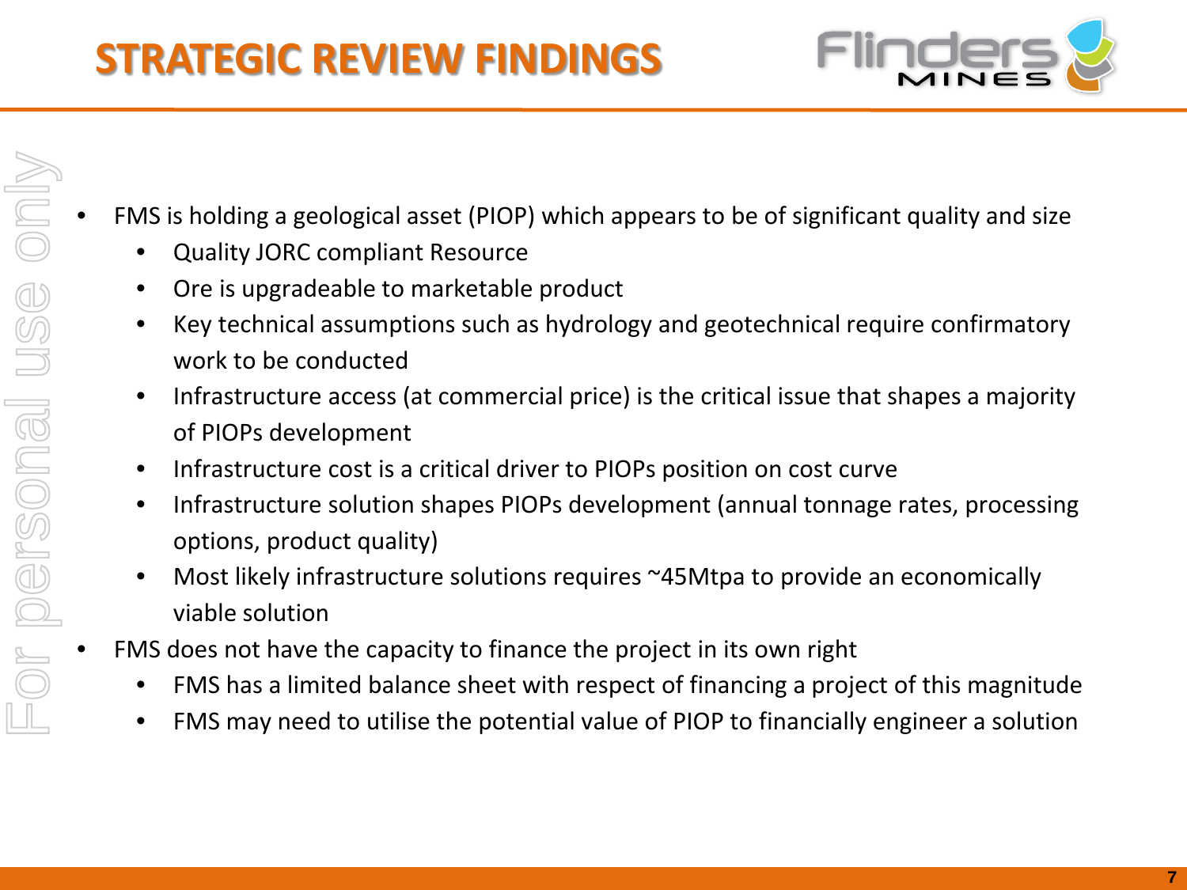# STRATEGIC REVIEW FINDINGS

- FMS is holding a geological asset (PIOP) which appears to be of significant quality and size
  - Quality JORC compliant Resource
  - Ore is upgradeable to marketable product
  - Key technical assumptions such as hydrology and geotechnical require confirmatory work to be conducted
  - Infrastructure access (at commercial price) is the critical issue that shapes a majority of PIOPs development
  - Infrastructure cost is a critical driver to PIOPs position on cost curve
  - Infrastructure solution shapes PIOPs development (annual tonnage rates, processing options, product quality)
  - Most likely infrastructure solutions requires ~45Mtpa to provide an economically viable solution
- FMS does not have the capacity to finance the project in its own right
  - FMS has a limited balance sheet with respect of financing a project of this magnitude
  - FMS may need to utilise the potential value of PIOP to financially engineer a solution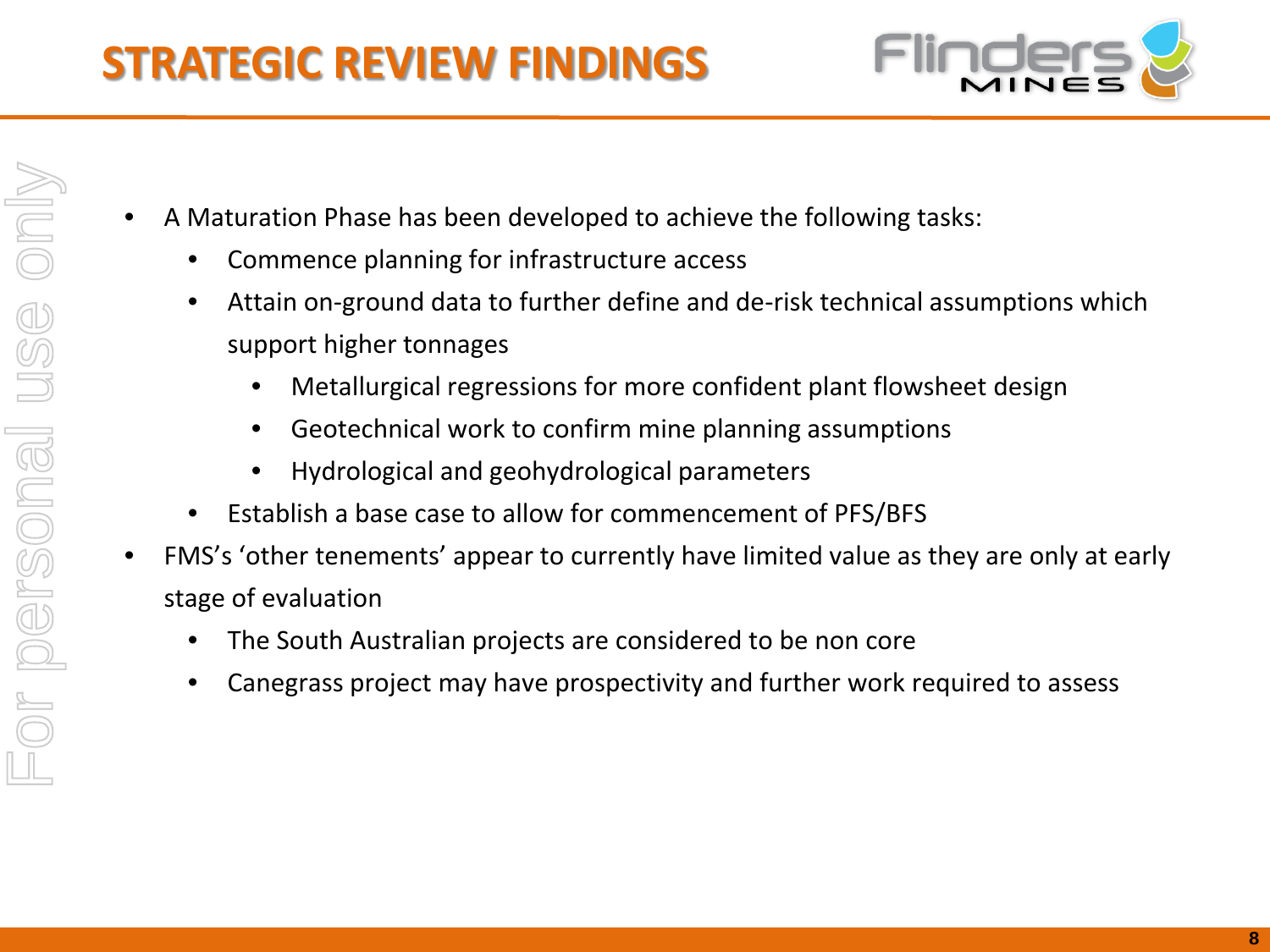# STRATEGIC REVIEW FINDINGS

- A Maturation Phase has been developed to achieve the following tasks:
  - Commence planning for infrastructure access
  - Attain on-ground data to further define and de-risk technical assumptions which support higher tonnages
    - Metallurgical regressions for more confident plant flowsheet design
    - Geotechnical work to confirm mine planning assumptions
    - Hydrological and geohydrological parameters
  - Establish a base case to allow for commencement of PFS/BFS
- FMS's 'other tenements' appear to currently have limited value as they are only at early stage of evaluation
  - The South Australian projects are considered to be non core
  - Canegrass project may have prospectivity and further work required to assess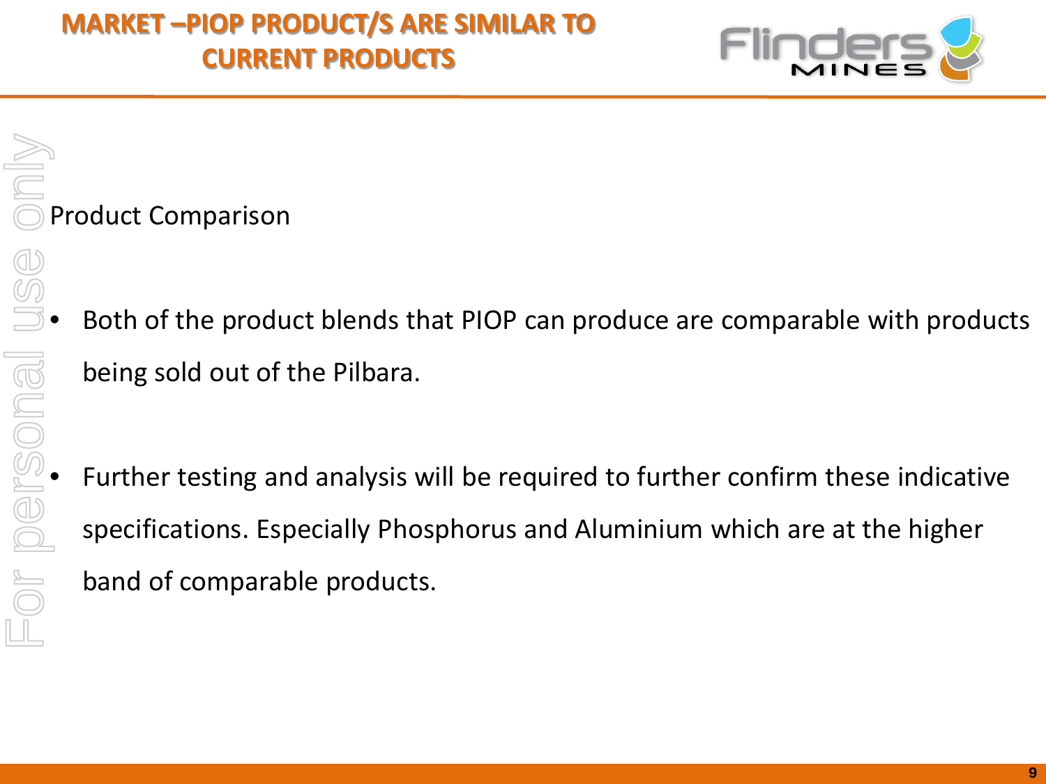# MARKET –PIOP PRODUCT/S ARE SIMILAR TO CURRENT PRODUCTS

Product Comparison

- Both of the product blends that PIOP can produce are comparable with products being sold out of the Pilbara.
- Further testing and analysis will be required to further confirm these indicative specifications. Especially Phosphorus and Aluminium which are at the higher band of comparable products.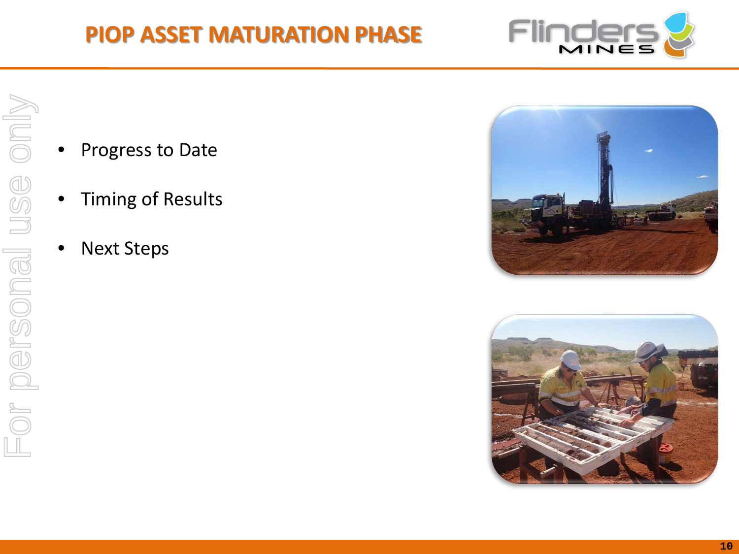# PIOP ASSET MATURATION PHASE

- Progress to Date
- Timing of Results
- Next Steps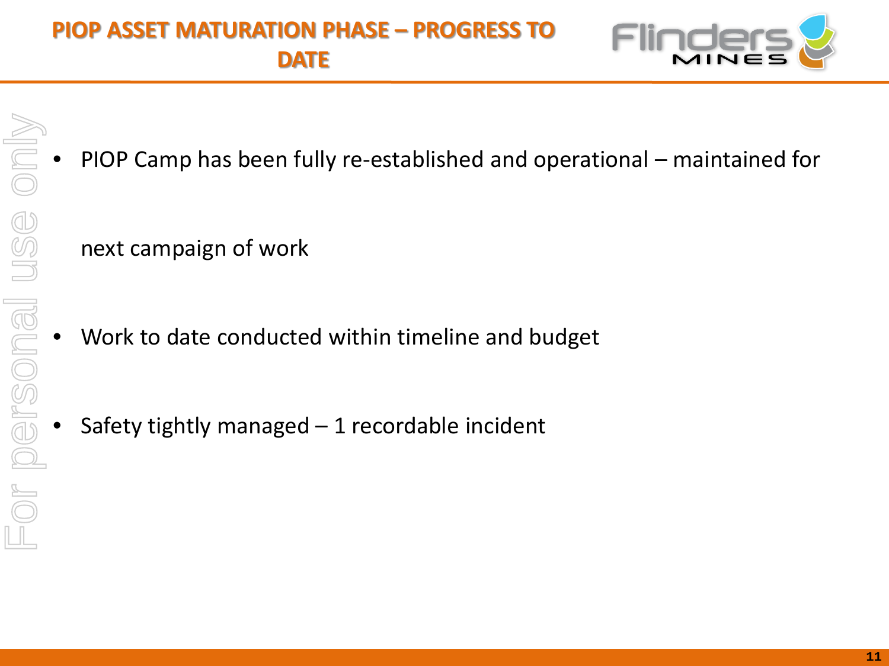# PIOP ASSET MATURATION PHASE – PROGRESS TO DATE

- PIOP Camp has been fully re-established and operational – maintained for next campaign of work
- Work to date conducted within timeline and budget
- Safety tightly managed – 1 recordable incident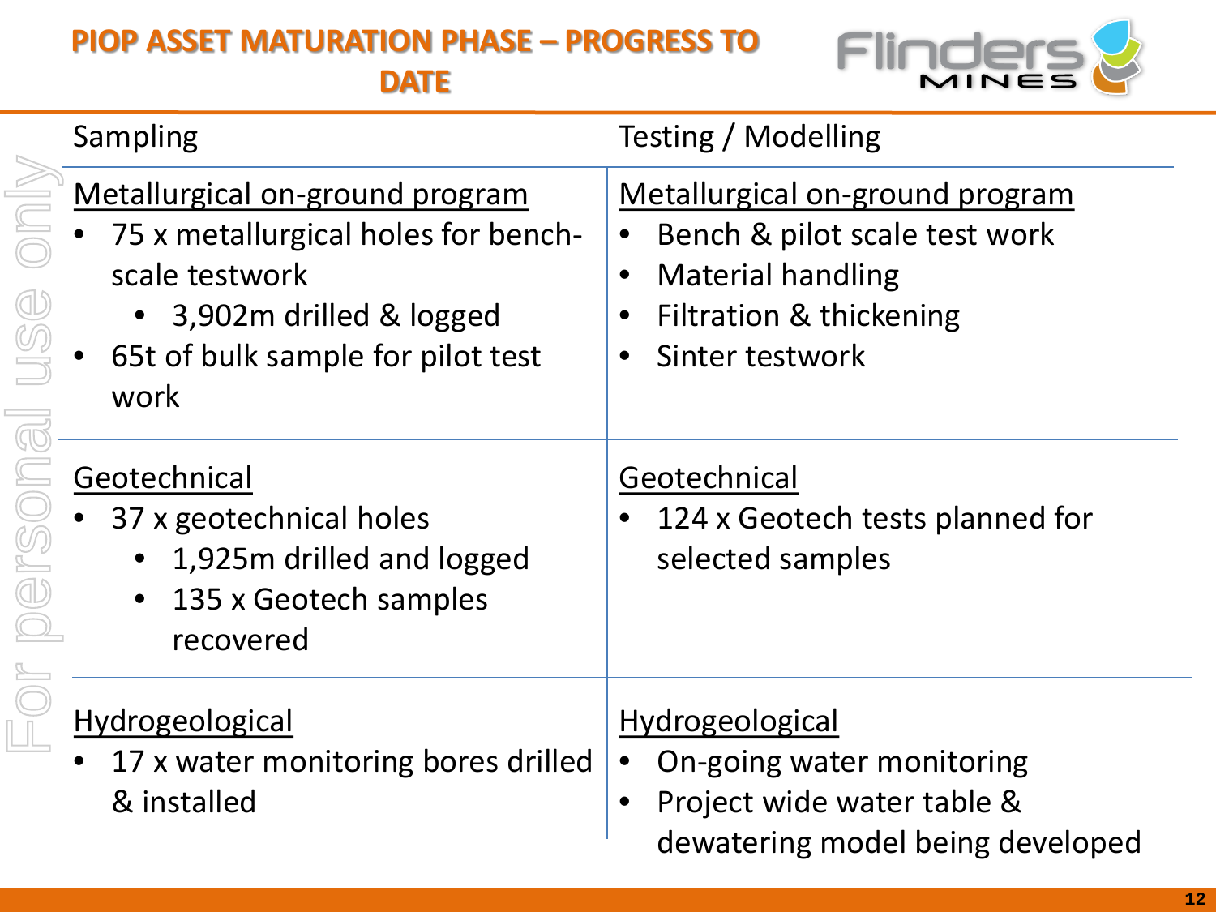# PIOP ASSET MATURATION PHASE – PROGRESS TO DATE

| Sampling | Testing / Modelling |
|---|---|
| **Metallurgical on-ground program**<br>• 75 x metallurgical holes for bench-scale testwork<br>  ◦ 3,902m drilled & logged<br>• 65t of bulk sample for pilot test work | **Metallurgical on-ground program**<br>• Bench & pilot scale test work<br>• Material handling<br>• Filtration & thickening<br>• Sinter testwork |
| **Geotechnical**<br>• 37 x geotechnical holes<br>  ◦ 1,925m drilled and logged<br>  ◦ 135 x Geotech samples recovered | **Geotechnical**<br>• 124 x Geotech tests planned for selected samples |
| **Hydrogeological**<br>• 17 x water monitoring bores drilled & installed | **Hydrogeological**<br>• On-going water monitoring<br>• Project wide water table & dewatering model being developed |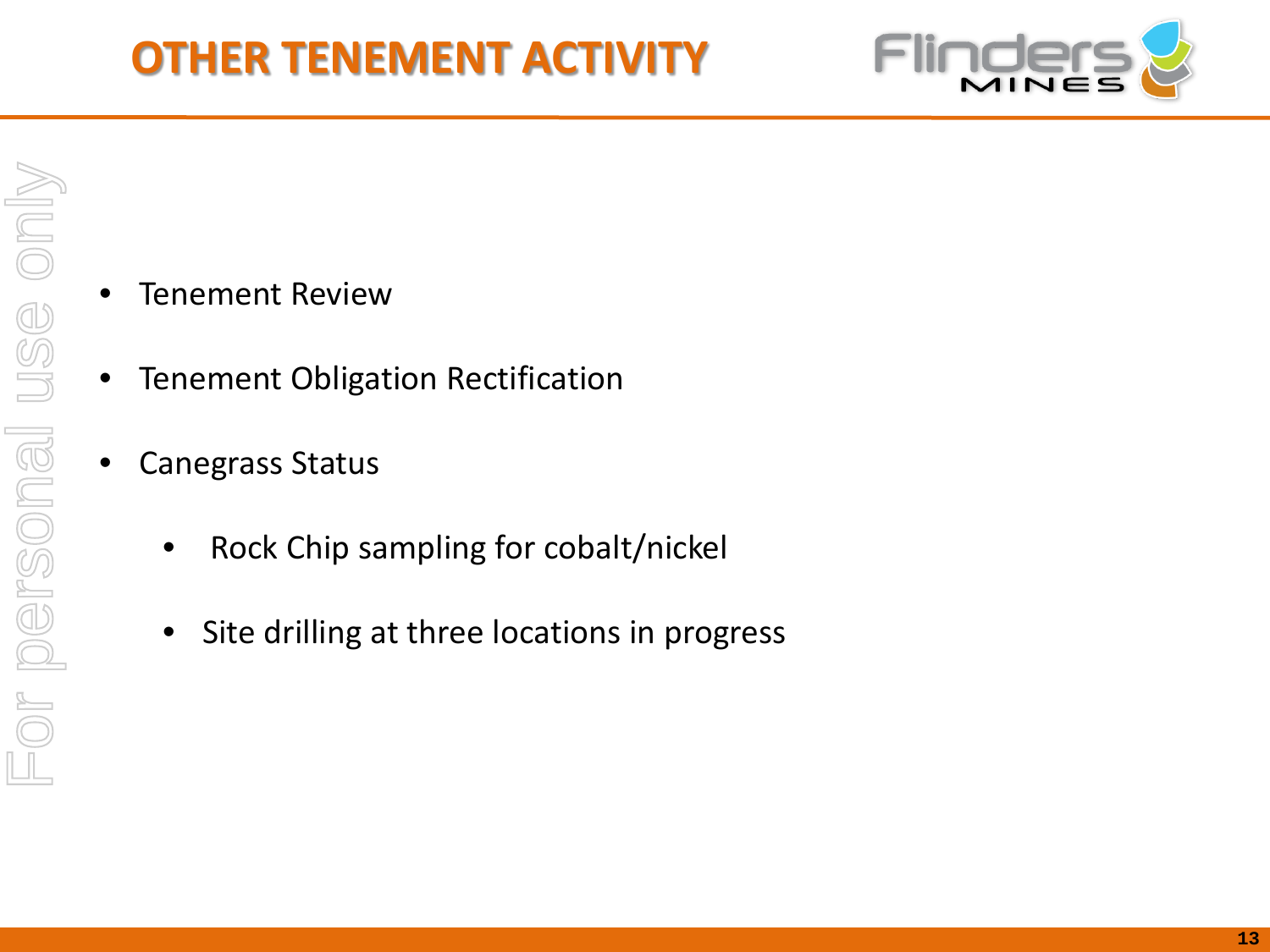# OTHER TENEMENT ACTIVITY

- Tenement Review
- Tenement Obligation Rectification
- Canegrass Status
  - Rock Chip sampling for cobalt/nickel
  - Site drilling at three locations in progress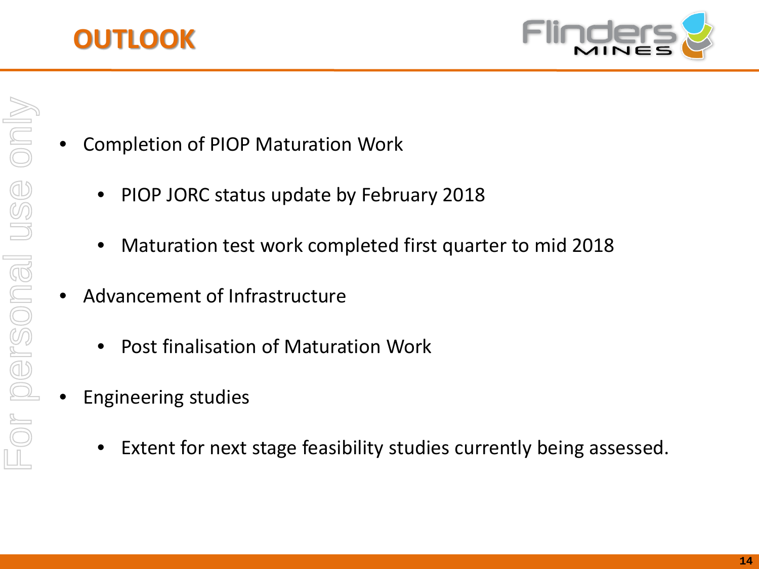# OUTLOOK

- Completion of PIOP Maturation Work
  - PIOP JORC status update by February 2018
  - Maturation test work completed first quarter to mid 2018
- Advancement of Infrastructure
  - Post finalisation of Maturation Work
- Engineering studies
  - Extent for next stage feasibility studies currently being assessed.